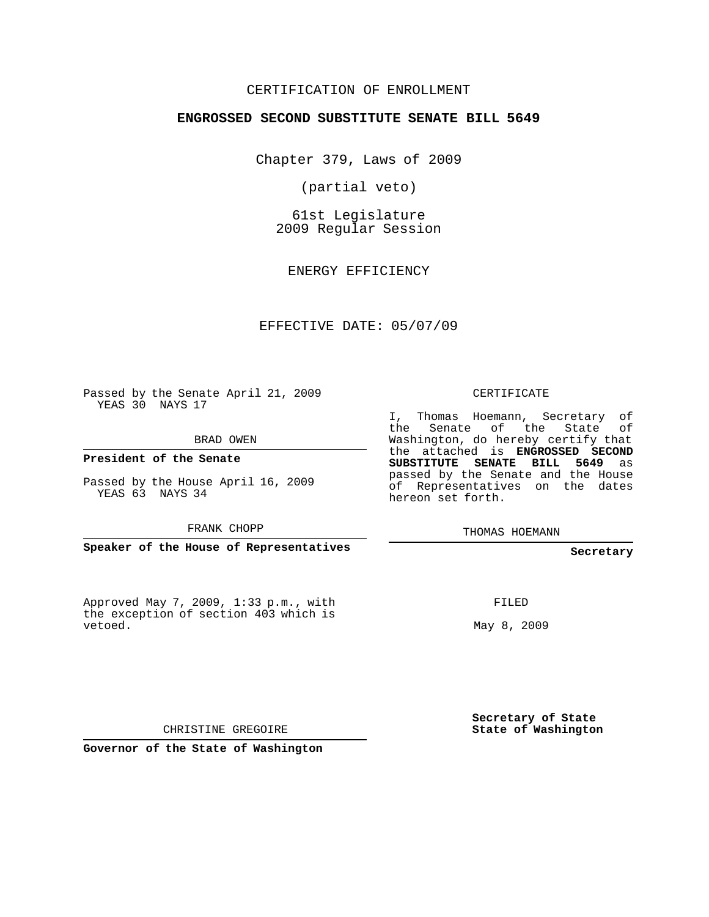CERTIFICATION OF ENROLLMENT

**ENGROSSED SECOND SUBSTITUTE SENATE BILL 5649**

Chapter 379, Laws of 2009

(partial veto)

61st Legislature
2009 Regular Session

ENERGY EFFICIENCY

EFFECTIVE DATE: 05/07/09

Passed by the Senate April 21, 2009
YEAS 30 NAYS 17

BRAD OWEN

**President of the Senate**

Passed by the House April 16, 2009
YEAS 63 NAYS 34

FRANK CHOPP

**Speaker of the House of Representatives**

Approved May 7, 2009, 1:33 p.m., with the exception of section 403 which is vetoed.

CHRISTINE GREGOIRE

**Governor of the State of Washington**

CERTIFICATE

I, Thomas Hoemann, Secretary of the Senate of the State of Washington, do hereby certify that the attached is **ENGROSSED SECOND SUBSTITUTE SENATE BILL 5649** as passed by the Senate and the House of Representatives on the dates hereon set forth.

THOMAS HOEMANN

**Secretary**

FILED

May 8, 2009

**Secretary of State**
**State of Washington**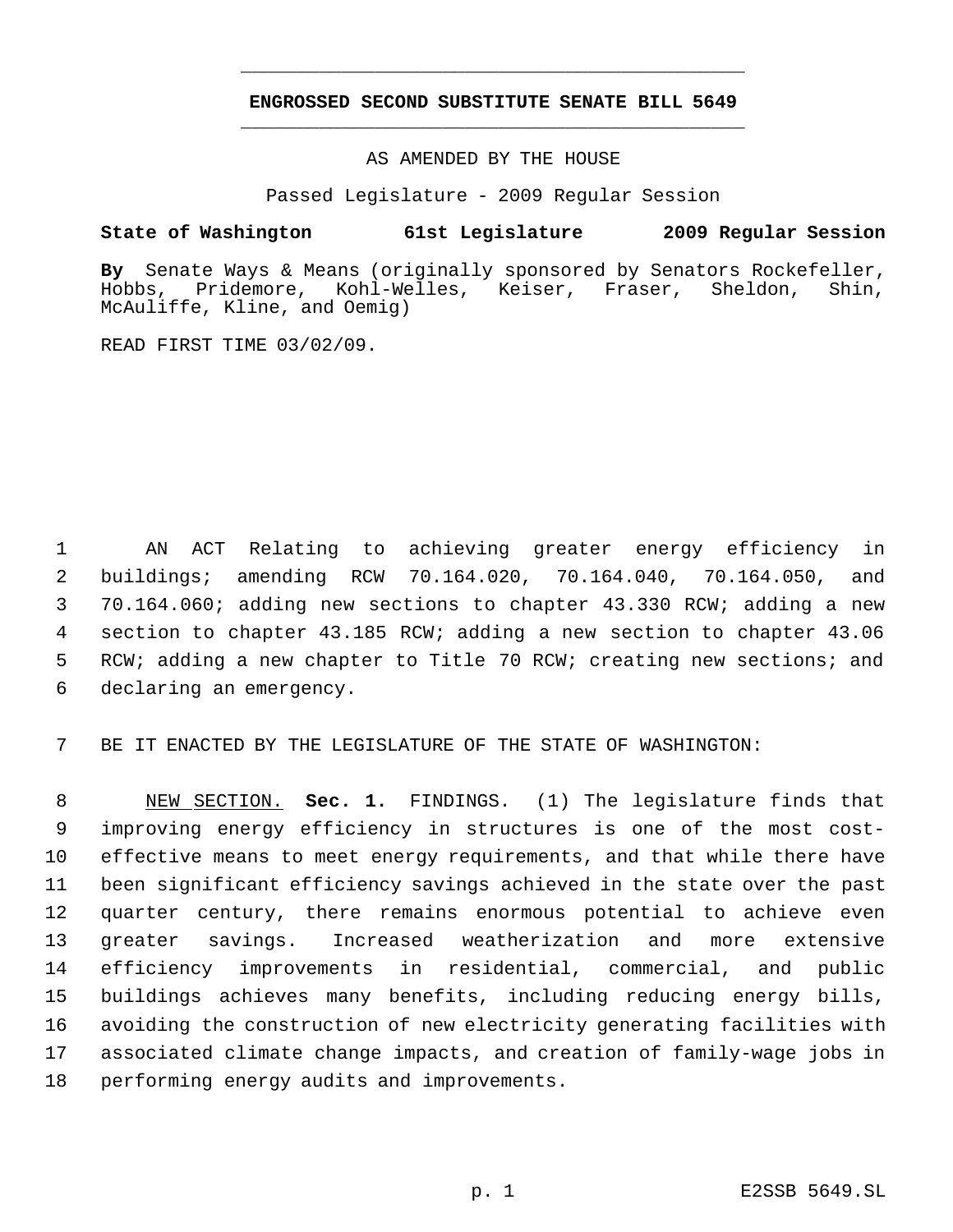# ENGROSSED SECOND SUBSTITUTE SENATE BILL 5649

AS AMENDED BY THE HOUSE

Passed Legislature - 2009 Regular Session

**State of Washington 61st Legislature 2009 Regular Session**

**By** Senate Ways & Means (originally sponsored by Senators Rockefeller, Hobbs, Pridemore, Kohl-Welles, Keiser, Fraser, Sheldon, Shin, McAuliffe, Kline, and Oemig)

READ FIRST TIME 03/02/09.

AN ACT Relating to achieving greater energy efficiency in buildings; amending RCW 70.164.020, 70.164.040, 70.164.050, and 70.164.060; adding new sections to chapter 43.330 RCW; adding a new section to chapter 43.185 RCW; adding a new section to chapter 43.06 RCW; adding a new chapter to Title 70 RCW; creating new sections; and declaring an emergency.

BE IT ENACTED BY THE LEGISLATURE OF THE STATE OF WASHINGTON:

NEW SECTION. **Sec. 1.** FINDINGS. (1) The legislature finds that improving energy efficiency in structures is one of the most cost-effective means to meet energy requirements, and that while there have been significant efficiency savings achieved in the state over the past quarter century, there remains enormous potential to achieve even greater savings. Increased weatherization and more extensive efficiency improvements in residential, commercial, and public buildings achieves many benefits, including reducing energy bills, avoiding the construction of new electricity generating facilities with associated climate change impacts, and creation of family-wage jobs in performing energy audits and improvements.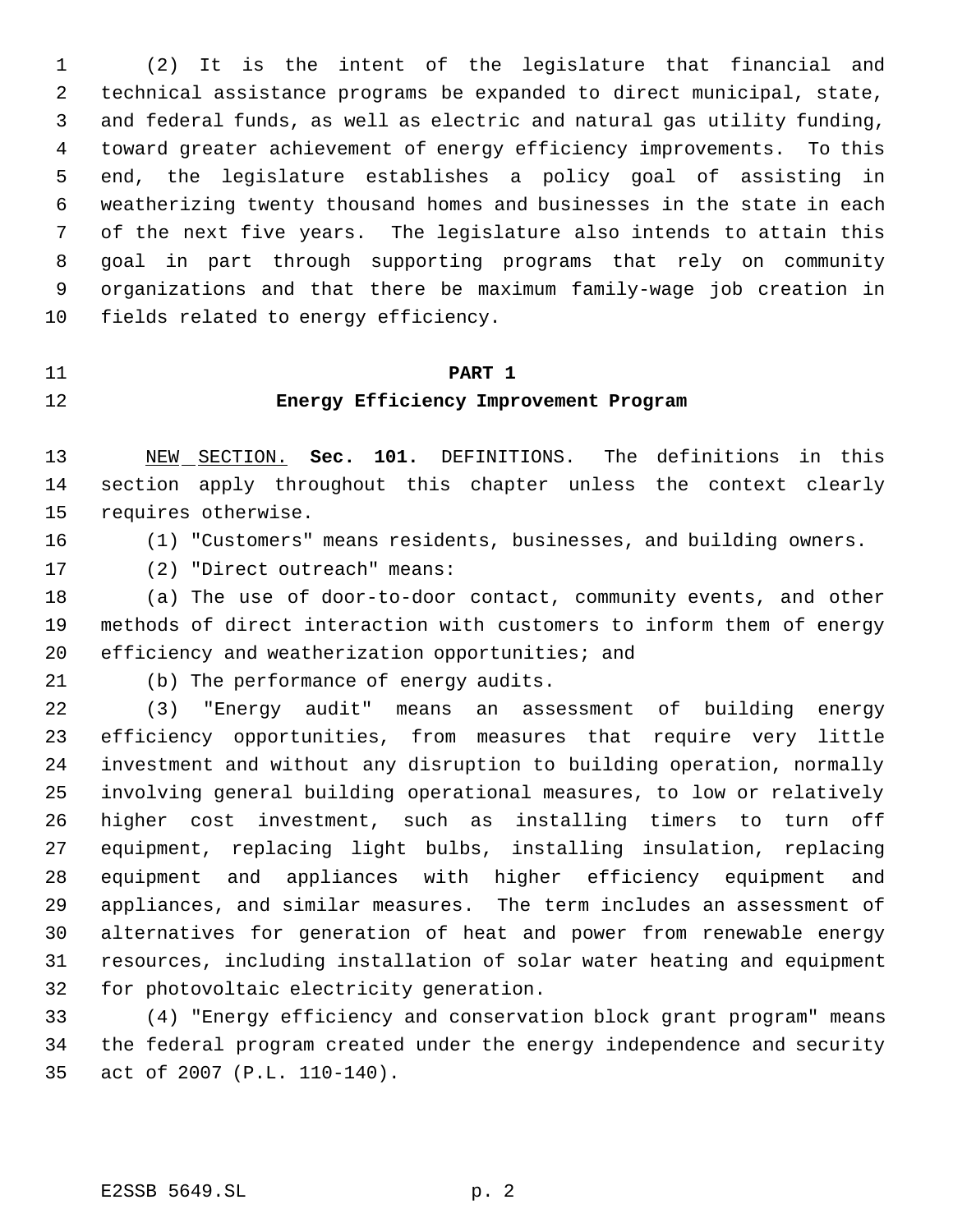(2) It is the intent of the legislature that financial and technical assistance programs be expanded to direct municipal, state, and federal funds, as well as electric and natural gas utility funding, toward greater achievement of energy efficiency improvements. To this end, the legislature establishes a policy goal of assisting in weatherizing twenty thousand homes and businesses in the state in each of the next five years. The legislature also intends to attain this goal in part through supporting programs that rely on community organizations and that there be maximum family-wage job creation in fields related to energy efficiency.

## PART 1
## Energy Efficiency Improvement Program

NEW SECTION. **Sec. 101.** DEFINITIONS. The definitions in this section apply throughout this chapter unless the context clearly requires otherwise.

(1) "Customers" means residents, businesses, and building owners.

(2) "Direct outreach" means:

(a) The use of door-to-door contact, community events, and other methods of direct interaction with customers to inform them of energy efficiency and weatherization opportunities; and

(b) The performance of energy audits.

(3) "Energy audit" means an assessment of building energy efficiency opportunities, from measures that require very little investment and without any disruption to building operation, normally involving general building operational measures, to low or relatively higher cost investment, such as installing timers to turn off equipment, replacing light bulbs, installing insulation, replacing equipment and appliances with higher efficiency equipment and appliances, and similar measures. The term includes an assessment of alternatives for generation of heat and power from renewable energy resources, including installation of solar water heating and equipment for photovoltaic electricity generation.

(4) "Energy efficiency and conservation block grant program" means the federal program created under the energy independence and security act of 2007 (P.L. 110-140).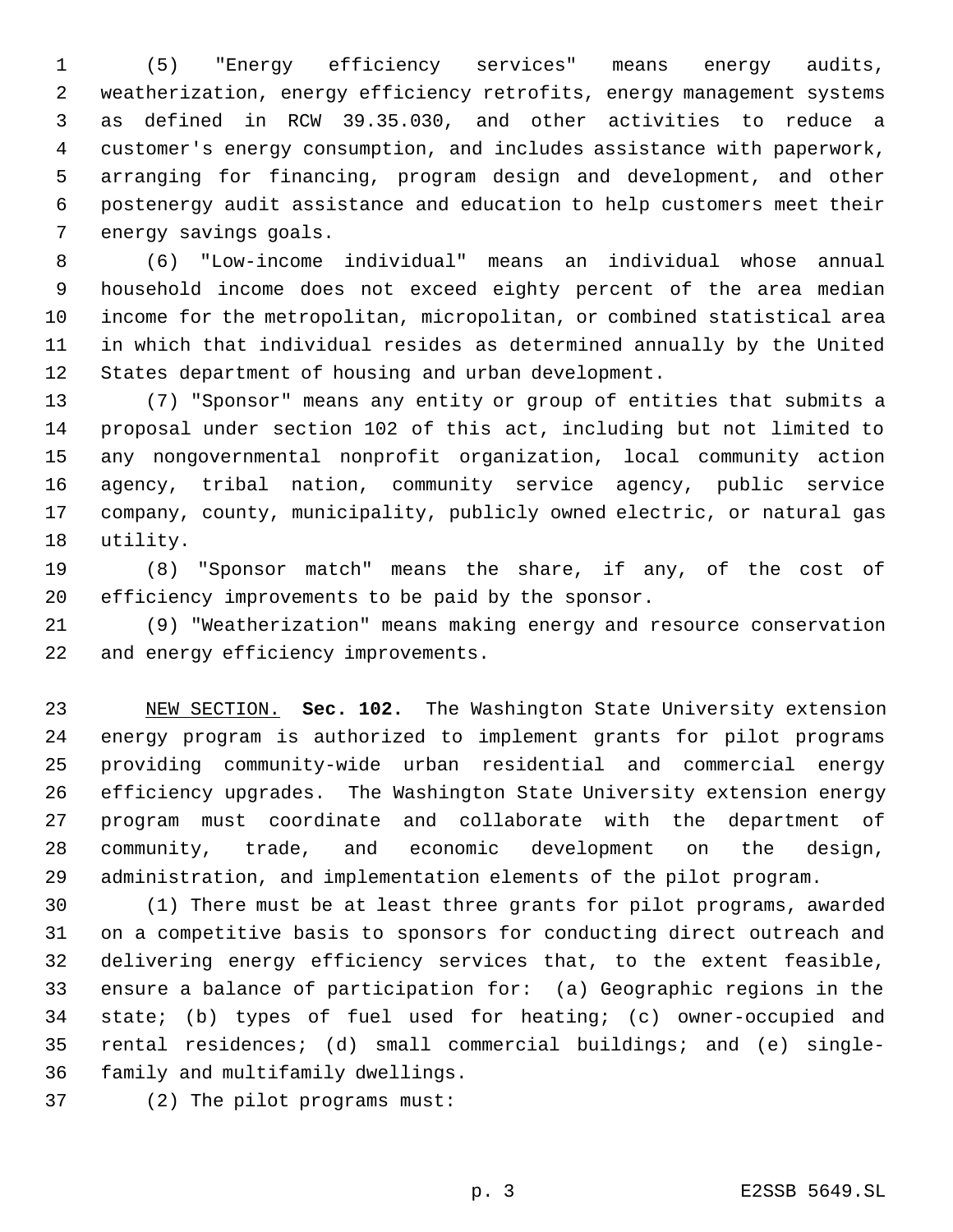(5) "Energy efficiency services" means energy audits, weatherization, energy efficiency retrofits, energy management systems as defined in RCW 39.35.030, and other activities to reduce a customer's energy consumption, and includes assistance with paperwork, arranging for financing, program design and development, and other postenergy audit assistance and education to help customers meet their energy savings goals.

(6) "Low-income individual" means an individual whose annual household income does not exceed eighty percent of the area median income for the metropolitan, micropolitan, or combined statistical area in which that individual resides as determined annually by the United States department of housing and urban development.

(7) "Sponsor" means any entity or group of entities that submits a proposal under section 102 of this act, including but not limited to any nongovernmental nonprofit organization, local community action agency, tribal nation, community service agency, public service company, county, municipality, publicly owned electric, or natural gas utility.

(8) "Sponsor match" means the share, if any, of the cost of efficiency improvements to be paid by the sponsor.

(9) "Weatherization" means making energy and resource conservation and energy efficiency improvements.

NEW SECTION. **Sec. 102.** The Washington State University extension energy program is authorized to implement grants for pilot programs providing community-wide urban residential and commercial energy efficiency upgrades. The Washington State University extension energy program must coordinate and collaborate with the department of community, trade, and economic development on the design, administration, and implementation elements of the pilot program.

(1) There must be at least three grants for pilot programs, awarded on a competitive basis to sponsors for conducting direct outreach and delivering energy efficiency services that, to the extent feasible, ensure a balance of participation for: (a) Geographic regions in the state; (b) types of fuel used for heating; (c) owner-occupied and rental residences; (d) small commercial buildings; and (e) single-family and multifamily dwellings.

(2) The pilot programs must: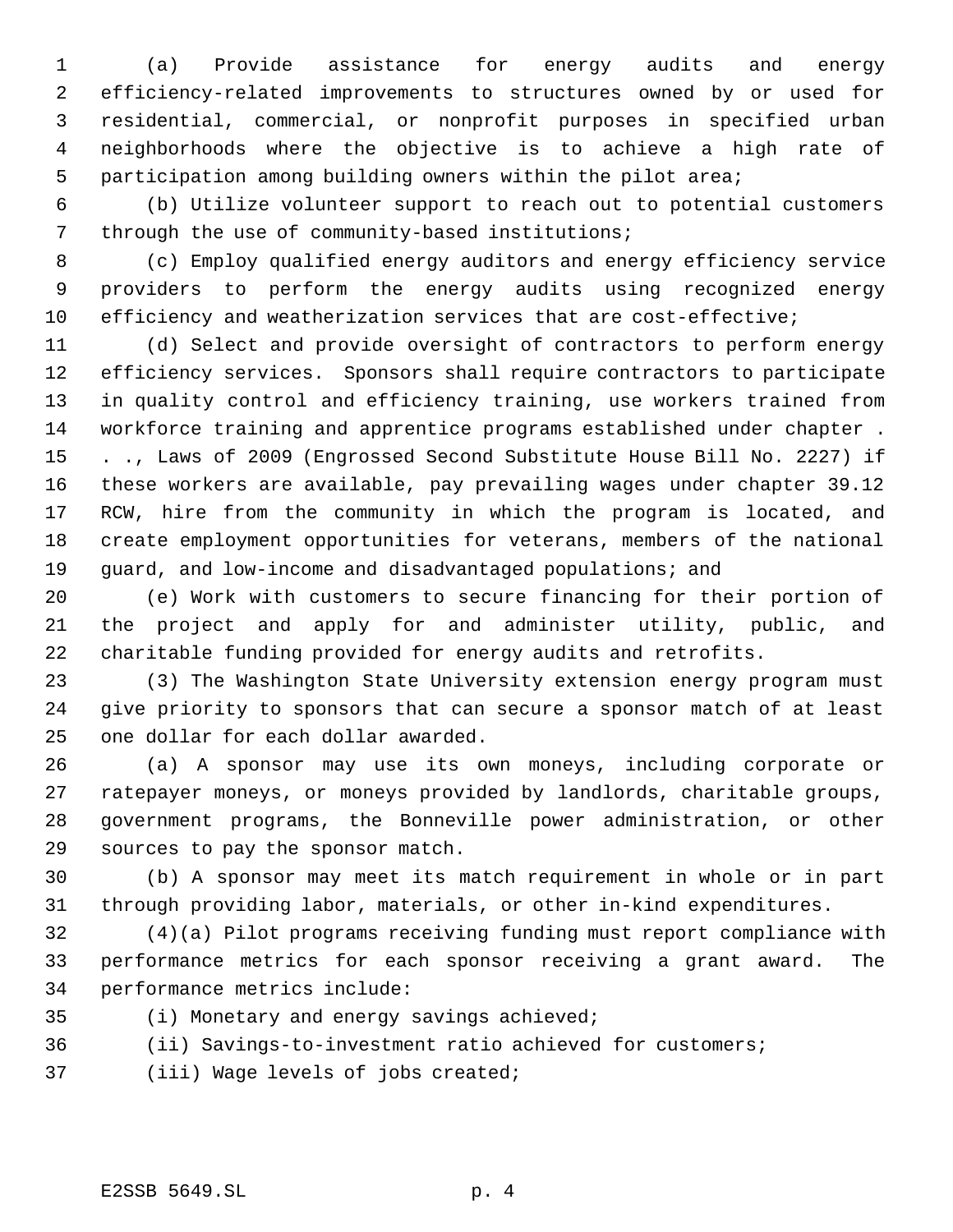(a) Provide assistance for energy audits and energy efficiency-related improvements to structures owned by or used for residential, commercial, or nonprofit purposes in specified urban neighborhoods where the objective is to achieve a high rate of participation among building owners within the pilot area;

(b) Utilize volunteer support to reach out to potential customers through the use of community-based institutions;

(c) Employ qualified energy auditors and energy efficiency service providers to perform the energy audits using recognized energy efficiency and weatherization services that are cost-effective;

(d) Select and provide oversight of contractors to perform energy efficiency services. Sponsors shall require contractors to participate in quality control and efficiency training, use workers trained from workforce training and apprentice programs established under chapter . . ., Laws of 2009 (Engrossed Second Substitute House Bill No. 2227) if these workers are available, pay prevailing wages under chapter 39.12 RCW, hire from the community in which the program is located, and create employment opportunities for veterans, members of the national guard, and low-income and disadvantaged populations; and

(e) Work with customers to secure financing for their portion of the project and apply for and administer utility, public, and charitable funding provided for energy audits and retrofits.

(3) The Washington State University extension energy program must give priority to sponsors that can secure a sponsor match of at least one dollar for each dollar awarded.

(a) A sponsor may use its own moneys, including corporate or ratepayer moneys, or moneys provided by landlords, charitable groups, government programs, the Bonneville power administration, or other sources to pay the sponsor match.

(b) A sponsor may meet its match requirement in whole or in part through providing labor, materials, or other in-kind expenditures.

(4)(a) Pilot programs receiving funding must report compliance with performance metrics for each sponsor receiving a grant award. The performance metrics include:

(i) Monetary and energy savings achieved;

(ii) Savings-to-investment ratio achieved for customers;

(iii) Wage levels of jobs created;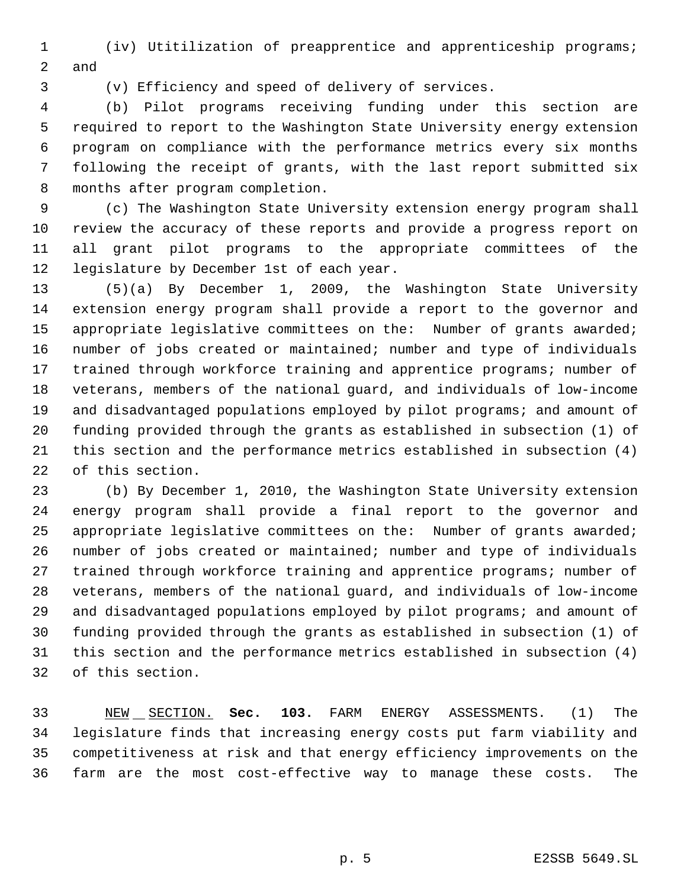(iv) Utitilization of preapprentice and apprenticeship programs; and

(v) Efficiency and speed of delivery of services.

(b) Pilot programs receiving funding under this section are required to report to the Washington State University energy extension program on compliance with the performance metrics every six months following the receipt of grants, with the last report submitted six months after program completion.

(c) The Washington State University extension energy program shall review the accuracy of these reports and provide a progress report on all grant pilot programs to the appropriate committees of the legislature by December 1st of each year.

(5)(a) By December 1, 2009, the Washington State University extension energy program shall provide a report to the governor and appropriate legislative committees on the: Number of grants awarded; number of jobs created or maintained; number and type of individuals trained through workforce training and apprentice programs; number of veterans, members of the national guard, and individuals of low-income and disadvantaged populations employed by pilot programs; and amount of funding provided through the grants as established in subsection (1) of this section and the performance metrics established in subsection (4) of this section.

(b) By December 1, 2010, the Washington State University extension energy program shall provide a final report to the governor and appropriate legislative committees on the: Number of grants awarded; number of jobs created or maintained; number and type of individuals trained through workforce training and apprentice programs; number of veterans, members of the national guard, and individuals of low-income and disadvantaged populations employed by pilot programs; and amount of funding provided through the grants as established in subsection (1) of this section and the performance metrics established in subsection (4) of this section.

NEW SECTION. **Sec. 103.** FARM ENERGY ASSESSMENTS. (1) The legislature finds that increasing energy costs put farm viability and competitiveness at risk and that energy efficiency improvements on the farm are the most cost-effective way to manage these costs. The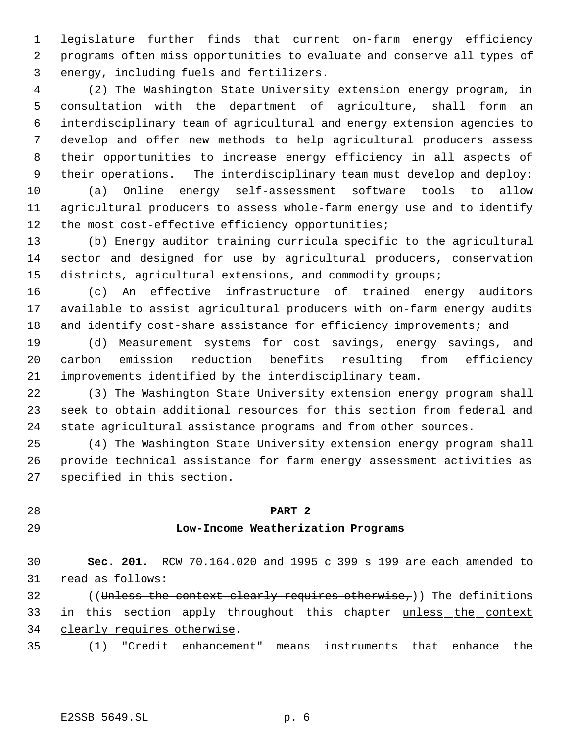legislature further finds that current on-farm energy efficiency programs often miss opportunities to evaluate and conserve all types of energy, including fuels and fertilizers.

(2) The Washington State University extension energy program, in consultation with the department of agriculture, shall form an interdisciplinary team of agricultural and energy extension agencies to develop and offer new methods to help agricultural producers assess their opportunities to increase energy efficiency in all aspects of their operations. The interdisciplinary team must develop and deploy:

(a) Online energy self-assessment software tools to allow agricultural producers to assess whole-farm energy use and to identify the most cost-effective efficiency opportunities;

(b) Energy auditor training curricula specific to the agricultural sector and designed for use by agricultural producers, conservation districts, agricultural extensions, and commodity groups;

(c) An effective infrastructure of trained energy auditors available to assist agricultural producers with on-farm energy audits and identify cost-share assistance for efficiency improvements; and

(d) Measurement systems for cost savings, energy savings, and carbon emission reduction benefits resulting from efficiency improvements identified by the interdisciplinary team.

(3) The Washington State University extension energy program shall seek to obtain additional resources for this section from federal and state agricultural assistance programs and from other sources.

(4) The Washington State University extension energy program shall provide technical assistance for farm energy assessment activities as specified in this section.

## PART 2
## Low-Income Weatherization Programs

**Sec. 201.** RCW 70.164.020 and 1995 c 399 s 199 are each amended to read as follows:

((~~Unless the context clearly requires otherwise,~~)) <u>T</u>he definitions in this section apply throughout this chapter <u>unless the context clearly requires otherwise</u>.

(1) <u>"Credit enhancement" means instruments that enhance the</u>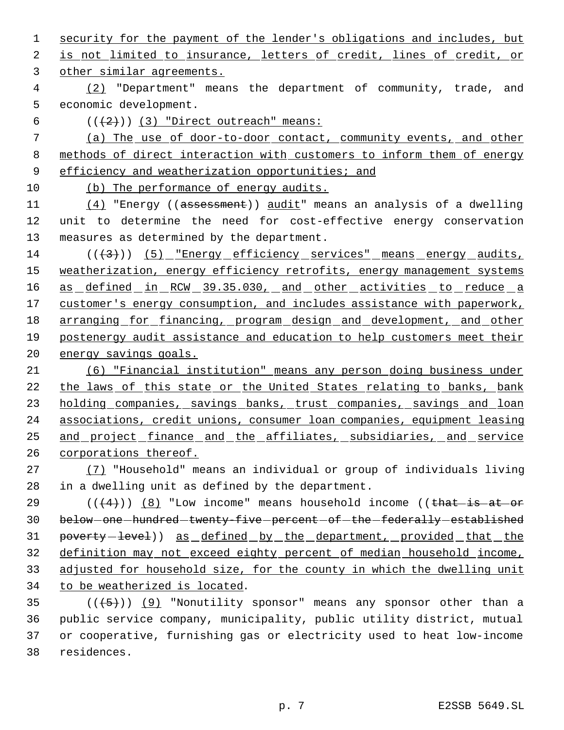security for the payment of the lender's obligations and includes, but is not limited to insurance, letters of credit, lines of credit, or other similar agreements.

(2) "Department" means the department of community, trade, and economic development.

(((2))) (3) "Direct outreach" means:

(a) The use of door-to-door contact, community events, and other methods of direct interaction with customers to inform them of energy efficiency and weatherization opportunities; and

(b) The performance of energy audits.

(4) "Energy ((assessment)) audit" means an analysis of a dwelling unit to determine the need for cost-effective energy conservation measures as determined by the department.

(((3))) (5) "Energy efficiency services" means energy audits, weatherization, energy efficiency retrofits, energy management systems as defined in RCW 39.35.030, and other activities to reduce a customer's energy consumption, and includes assistance with paperwork, arranging for financing, program design and development, and other postenergy audit assistance and education to help customers meet their energy savings goals.

(6) "Financial institution" means any person doing business under the laws of this state or the United States relating to banks, bank holding companies, savings banks, trust companies, savings and loan associations, credit unions, consumer loan companies, equipment leasing and project finance and the affiliates, subsidiaries, and service corporations thereof.

(7) "Household" means an individual or group of individuals living in a dwelling unit as defined by the department.

(((4))) (8) "Low income" means household income ((that is at or below one hundred twenty-five percent of the federally established poverty level)) as defined by the department, provided that the definition may not exceed eighty percent of median household income, adjusted for household size, for the county in which the dwelling unit to be weatherized is located.

(((5))) (9) "Nonutility sponsor" means any sponsor other than a public service company, municipality, public utility district, mutual or cooperative, furnishing gas or electricity used to heat low-income residences.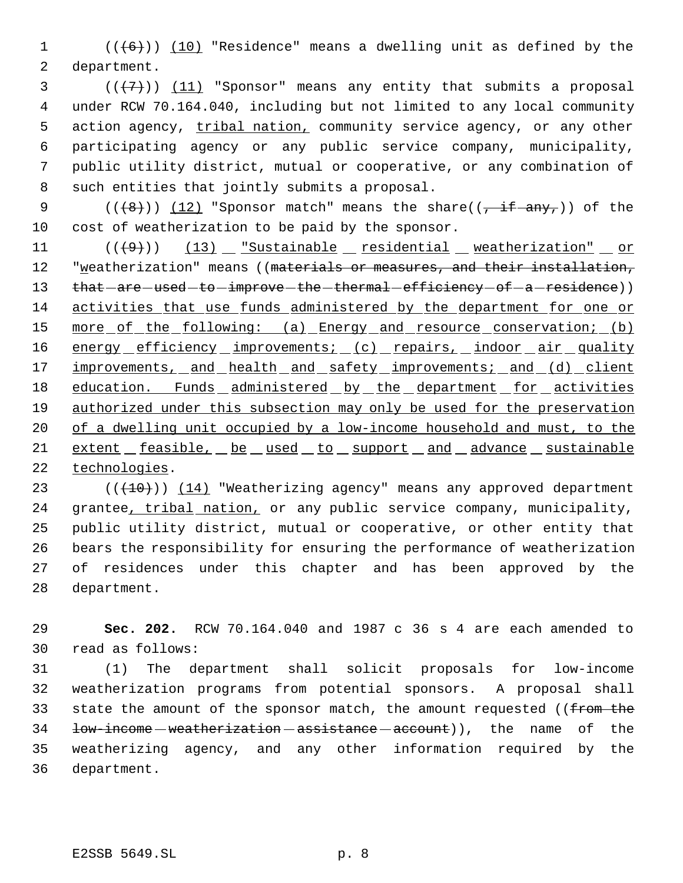((~~(6)~~)) <u>(10)</u> "Residence" means a dwelling unit as defined by the department.

((~~(7)~~)) <u>(11)</u> "Sponsor" means any entity that submits a proposal under RCW 70.164.040, including but not limited to any local community action agency, <u>tribal nation,</u> community service agency, or any other participating agency or any public service company, municipality, public utility district, mutual or cooperative, or any combination of such entities that jointly submits a proposal.

((~~(8)~~)) <u>(12)</u> "Sponsor match" means the share((~~, if any,~~)) of the cost of weatherization to be paid by the sponsor.

((~~(9)~~)) <u>(13) "Sustainable residential weatherization" or</u> "<u>w</u>eatherization" means ((~~materials or measures, and their installation, that are used to improve the thermal efficiency of a residence~~)) <u>activities that use funds administered by the department for one or more of the following: (a) Energy and resource conservation; (b) energy efficiency improvements; (c) repairs, indoor air quality improvements, and health and safety improvements; and (d) client education. Funds administered by the department for activities authorized under this subsection may only be used for the preservation of a dwelling unit occupied by a low-income household and must, to the extent feasible, be used to support and advance sustainable technologies</u>.

((~~(10)~~)) <u>(14)</u> "Weatherizing agency" means any approved department grantee<u>, tribal nation,</u> or any public service company, municipality, public utility district, mutual or cooperative, or other entity that bears the responsibility for ensuring the performance of weatherization of residences under this chapter and has been approved by the department.

**Sec. 202.** RCW 70.164.040 and 1987 c 36 s 4 are each amended to read as follows:

(1) The department shall solicit proposals for low-income weatherization programs from potential sponsors. A proposal shall state the amount of the sponsor match, the amount requested ((~~from the low-income weatherization assistance account~~)), the name of the weatherizing agency, and any other information required by the department.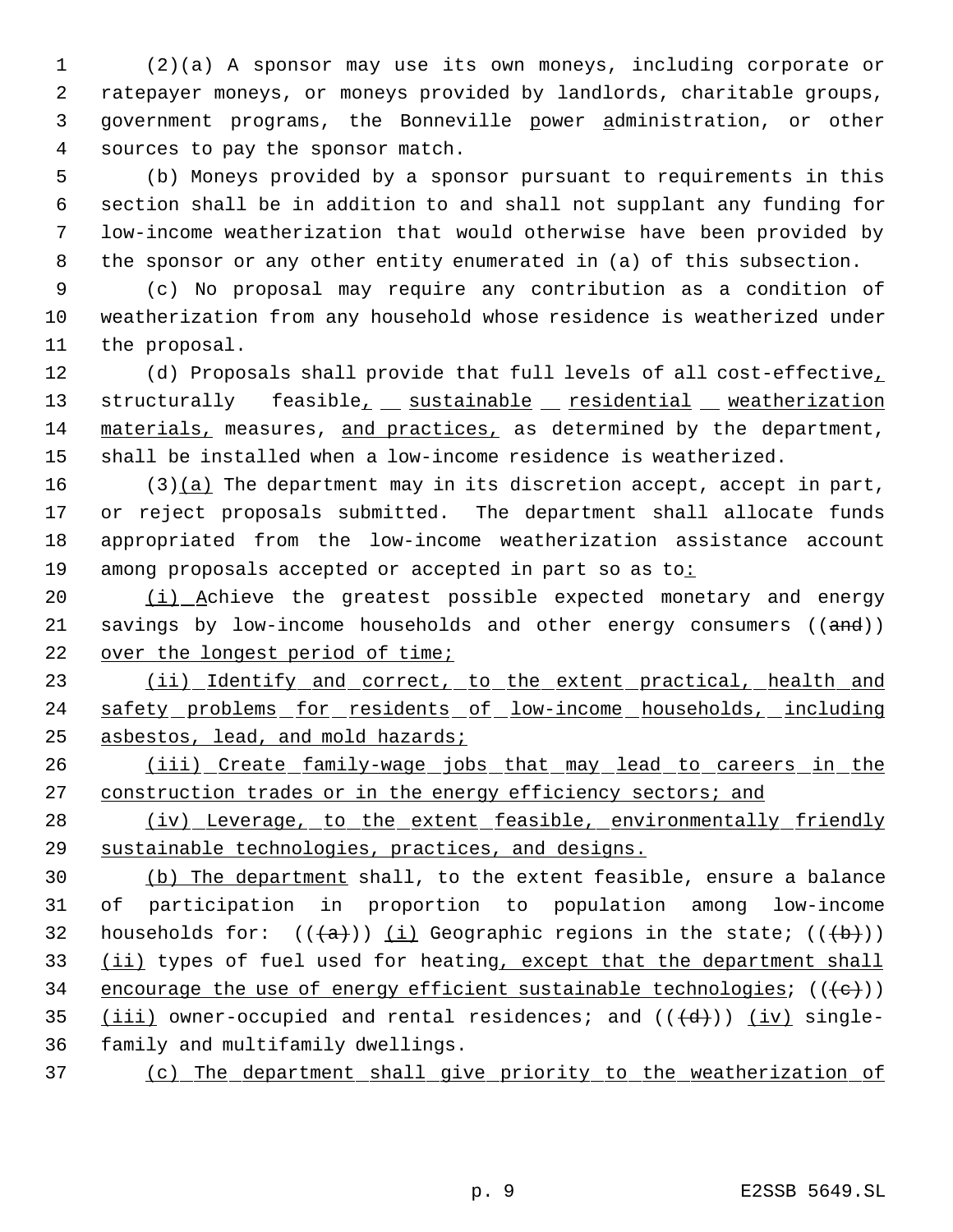(2)(a) A sponsor may use its own moneys, including corporate or ratepayer moneys, or moneys provided by landlords, charitable groups, government programs, the Bonneville power administration, or other sources to pay the sponsor match.

(b) Moneys provided by a sponsor pursuant to requirements in this section shall be in addition to and shall not supplant any funding for low-income weatherization that would otherwise have been provided by the sponsor or any other entity enumerated in (a) of this subsection.

(c) No proposal may require any contribution as a condition of weatherization from any household whose residence is weatherized under the proposal.

(d) Proposals shall provide that full levels of all cost-effective, structurally feasible, sustainable residential weatherization materials, measures, and practices, as determined by the department, shall be installed when a low-income residence is weatherized.

(3)(a) The department may in its discretion accept, accept in part, or reject proposals submitted. The department shall allocate funds appropriated from the low-income weatherization assistance account among proposals accepted or accepted in part so as to:

(i) Achieve the greatest possible expected monetary and energy savings by low-income households and other energy consumers ((and)) over the longest period of time;

(ii) Identify and correct, to the extent practical, health and safety problems for residents of low-income households, including asbestos, lead, and mold hazards;

(iii) Create family-wage jobs that may lead to careers in the construction trades or in the energy efficiency sectors; and

(iv) Leverage, to the extent feasible, environmentally friendly sustainable technologies, practices, and designs.

(b) The department shall, to the extent feasible, ensure a balance of participation in proportion to population among low-income households for: (((a))) (i) Geographic regions in the state; (((b))) (ii) types of fuel used for heating, except that the department shall encourage the use of energy efficient sustainable technologies; (((c))) (iii) owner-occupied and rental residences; and (((d))) (iv) single-family and multifamily dwellings.

(c) The department shall give priority to the weatherization of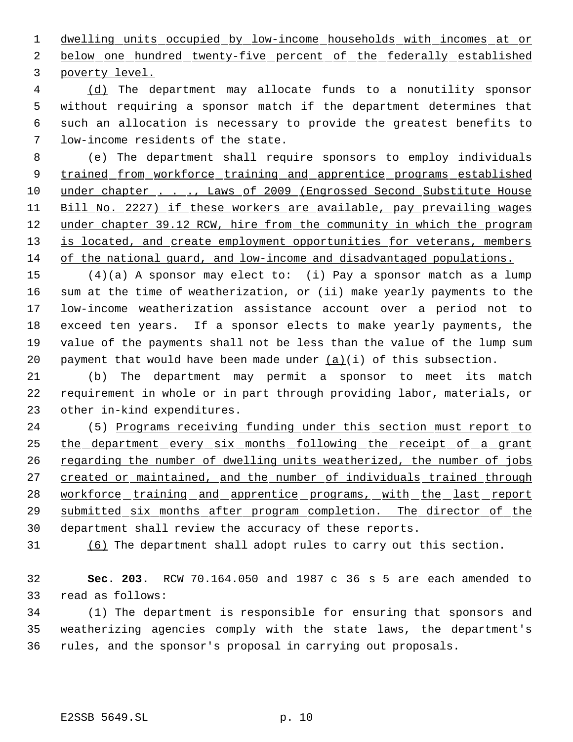dwelling units occupied by low-income households with incomes at or below one hundred twenty-five percent of the federally established poverty level.

(d) The department may allocate funds to a nonutility sponsor without requiring a sponsor match if the department determines that such an allocation is necessary to provide the greatest benefits to low-income residents of the state.

(e) The department shall require sponsors to employ individuals trained from workforce training and apprentice programs established under chapter . . ., Laws of 2009 (Engrossed Second Substitute House Bill No. 2227) if these workers are available, pay prevailing wages under chapter 39.12 RCW, hire from the community in which the program is located, and create employment opportunities for veterans, members of the national guard, and low-income and disadvantaged populations.

(4)(a) A sponsor may elect to: (i) Pay a sponsor match as a lump sum at the time of weatherization, or (ii) make yearly payments to the low-income weatherization assistance account over a period not to exceed ten years. If a sponsor elects to make yearly payments, the value of the payments shall not be less than the value of the lump sum payment that would have been made under (a)(i) of this subsection.

(b) The department may permit a sponsor to meet its match requirement in whole or in part through providing labor, materials, or other in-kind expenditures.

(5) Programs receiving funding under this section must report to the department every six months following the receipt of a grant regarding the number of dwelling units weatherized, the number of jobs created or maintained, and the number of individuals trained through workforce training and apprentice programs, with the last report submitted six months after program completion. The director of the department shall review the accuracy of these reports.

(6) The department shall adopt rules to carry out this section.

**Sec. 203.** RCW 70.164.050 and 1987 c 36 s 5 are each amended to read as follows:

(1) The department is responsible for ensuring that sponsors and weatherizing agencies comply with the state laws, the department's rules, and the sponsor's proposal in carrying out proposals.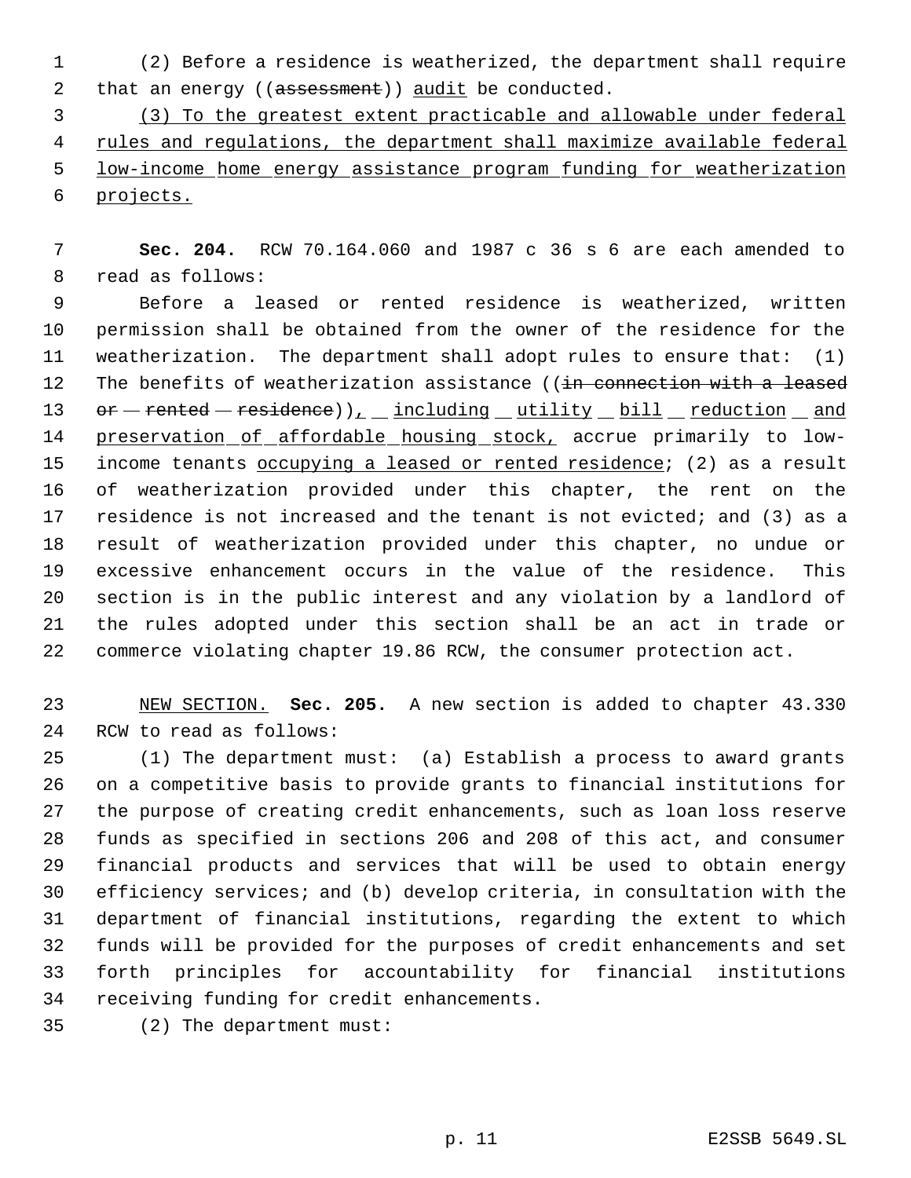(2) Before a residence is weatherized, the department shall require that an energy ((~~assessment~~)) audit be conducted.

(3) To the greatest extent practicable and allowable under federal rules and regulations, the department shall maximize available federal low-income home energy assistance program funding for weatherization projects.

**Sec. 204.** RCW 70.164.060 and 1987 c 36 s 6 are each amended to read as follows:

Before a leased or rented residence is weatherized, written permission shall be obtained from the owner of the residence for the weatherization. The department shall adopt rules to ensure that: (1) The benefits of weatherization assistance ((~~in connection with a leased or rented residence~~)), including utility bill reduction and preservation of affordable housing stock, accrue primarily to low-income tenants occupying a leased or rented residence; (2) as a result of weatherization provided under this chapter, the rent on the residence is not increased and the tenant is not evicted; and (3) as a result of weatherization provided under this chapter, no undue or excessive enhancement occurs in the value of the residence. This section is in the public interest and any violation by a landlord of the rules adopted under this section shall be an act in trade or commerce violating chapter 19.86 RCW, the consumer protection act.

NEW SECTION. **Sec. 205.** A new section is added to chapter 43.330 RCW to read as follows:

(1) The department must: (a) Establish a process to award grants on a competitive basis to provide grants to financial institutions for the purpose of creating credit enhancements, such as loan loss reserve funds as specified in sections 206 and 208 of this act, and consumer financial products and services that will be used to obtain energy efficiency services; and (b) develop criteria, in consultation with the department of financial institutions, regarding the extent to which funds will be provided for the purposes of credit enhancements and set forth principles for accountability for financial institutions receiving funding for credit enhancements.

(2) The department must: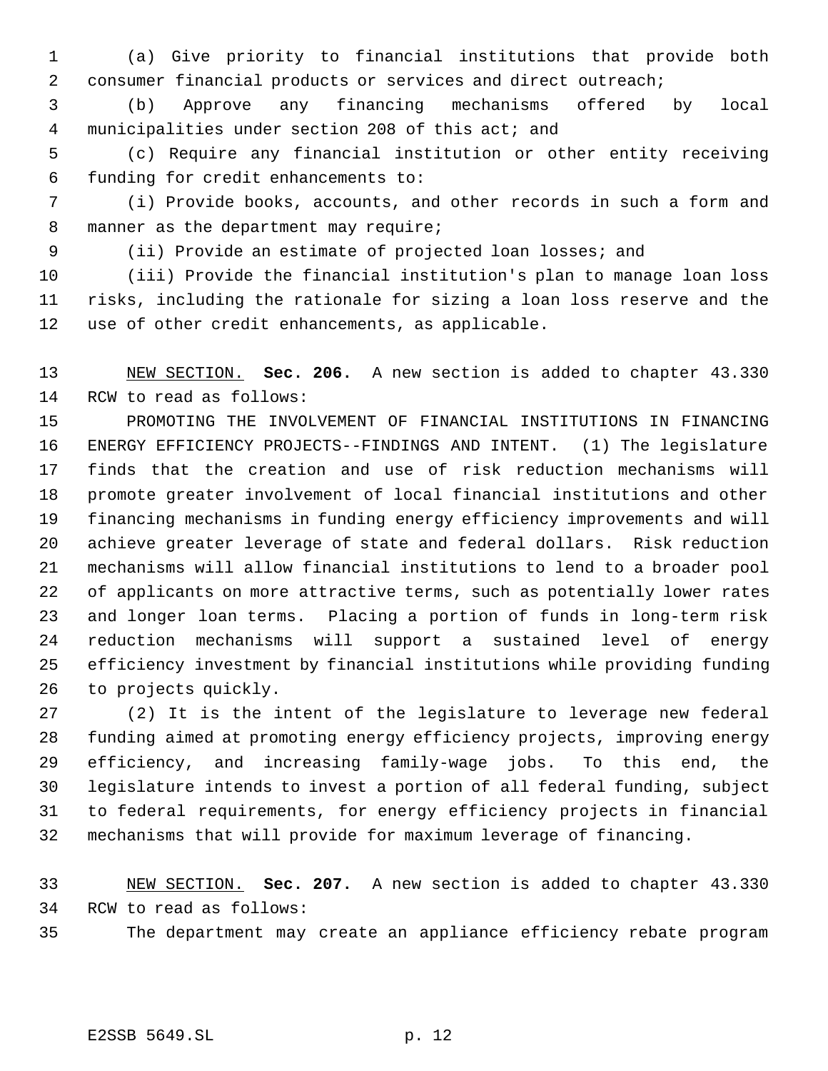(a) Give priority to financial institutions that provide both consumer financial products or services and direct outreach;

(b) Approve any financing mechanisms offered by local municipalities under section 208 of this act; and

(c) Require any financial institution or other entity receiving funding for credit enhancements to:

(i) Provide books, accounts, and other records in such a form and manner as the department may require;

(ii) Provide an estimate of projected loan losses; and

(iii) Provide the financial institution's plan to manage loan loss risks, including the rationale for sizing a loan loss reserve and the use of other credit enhancements, as applicable.

NEW SECTION. **Sec. 206.** A new section is added to chapter 43.330 RCW to read as follows:

PROMOTING THE INVOLVEMENT OF FINANCIAL INSTITUTIONS IN FINANCING ENERGY EFFICIENCY PROJECTS--FINDINGS AND INTENT. (1) The legislature finds that the creation and use of risk reduction mechanisms will promote greater involvement of local financial institutions and other financing mechanisms in funding energy efficiency improvements and will achieve greater leverage of state and federal dollars. Risk reduction mechanisms will allow financial institutions to lend to a broader pool of applicants on more attractive terms, such as potentially lower rates and longer loan terms. Placing a portion of funds in long-term risk reduction mechanisms will support a sustained level of energy efficiency investment by financial institutions while providing funding to projects quickly.

(2) It is the intent of the legislature to leverage new federal funding aimed at promoting energy efficiency projects, improving energy efficiency, and increasing family-wage jobs. To this end, the legislature intends to invest a portion of all federal funding, subject to federal requirements, for energy efficiency projects in financial mechanisms that will provide for maximum leverage of financing.

NEW SECTION. **Sec. 207.** A new section is added to chapter 43.330 RCW to read as follows:

The department may create an appliance efficiency rebate program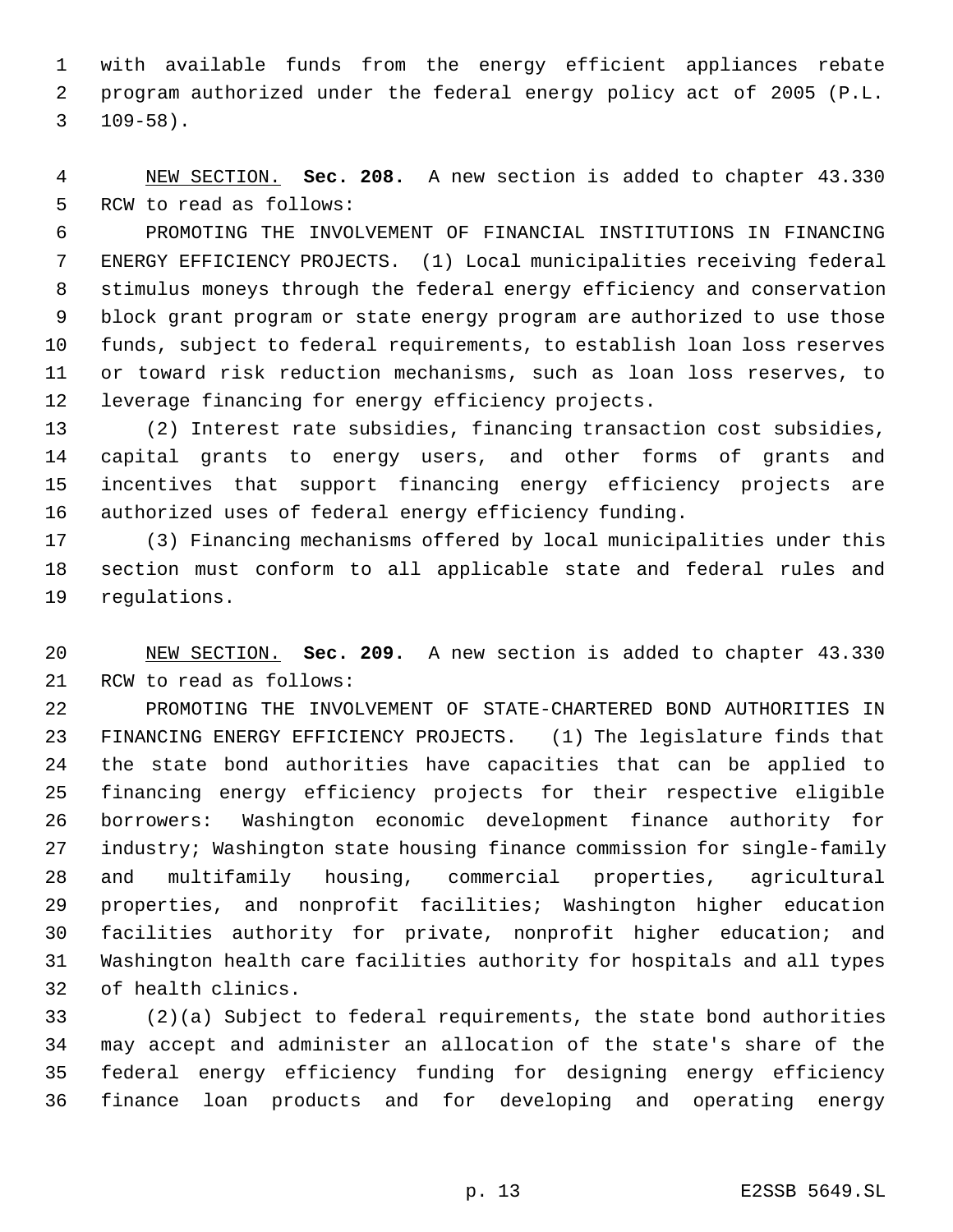with available funds from the energy efficient appliances rebate program authorized under the federal energy policy act of 2005 (P.L. 109-58).

NEW SECTION. **Sec. 208.** A new section is added to chapter 43.330 RCW to read as follows:

PROMOTING THE INVOLVEMENT OF FINANCIAL INSTITUTIONS IN FINANCING ENERGY EFFICIENCY PROJECTS. (1) Local municipalities receiving federal stimulus moneys through the federal energy efficiency and conservation block grant program or state energy program are authorized to use those funds, subject to federal requirements, to establish loan loss reserves or toward risk reduction mechanisms, such as loan loss reserves, to leverage financing for energy efficiency projects.

(2) Interest rate subsidies, financing transaction cost subsidies, capital grants to energy users, and other forms of grants and incentives that support financing energy efficiency projects are authorized uses of federal energy efficiency funding.

(3) Financing mechanisms offered by local municipalities under this section must conform to all applicable state and federal rules and regulations.

NEW SECTION. **Sec. 209.** A new section is added to chapter 43.330 RCW to read as follows:

PROMOTING THE INVOLVEMENT OF STATE-CHARTERED BOND AUTHORITIES IN FINANCING ENERGY EFFICIENCY PROJECTS. (1) The legislature finds that the state bond authorities have capacities that can be applied to financing energy efficiency projects for their respective eligible borrowers: Washington economic development finance authority for industry; Washington state housing finance commission for single-family and multifamily housing, commercial properties, agricultural properties, and nonprofit facilities; Washington higher education facilities authority for private, nonprofit higher education; and Washington health care facilities authority for hospitals and all types of health clinics.

(2)(a) Subject to federal requirements, the state bond authorities may accept and administer an allocation of the state's share of the federal energy efficiency funding for designing energy efficiency finance loan products and for developing and operating energy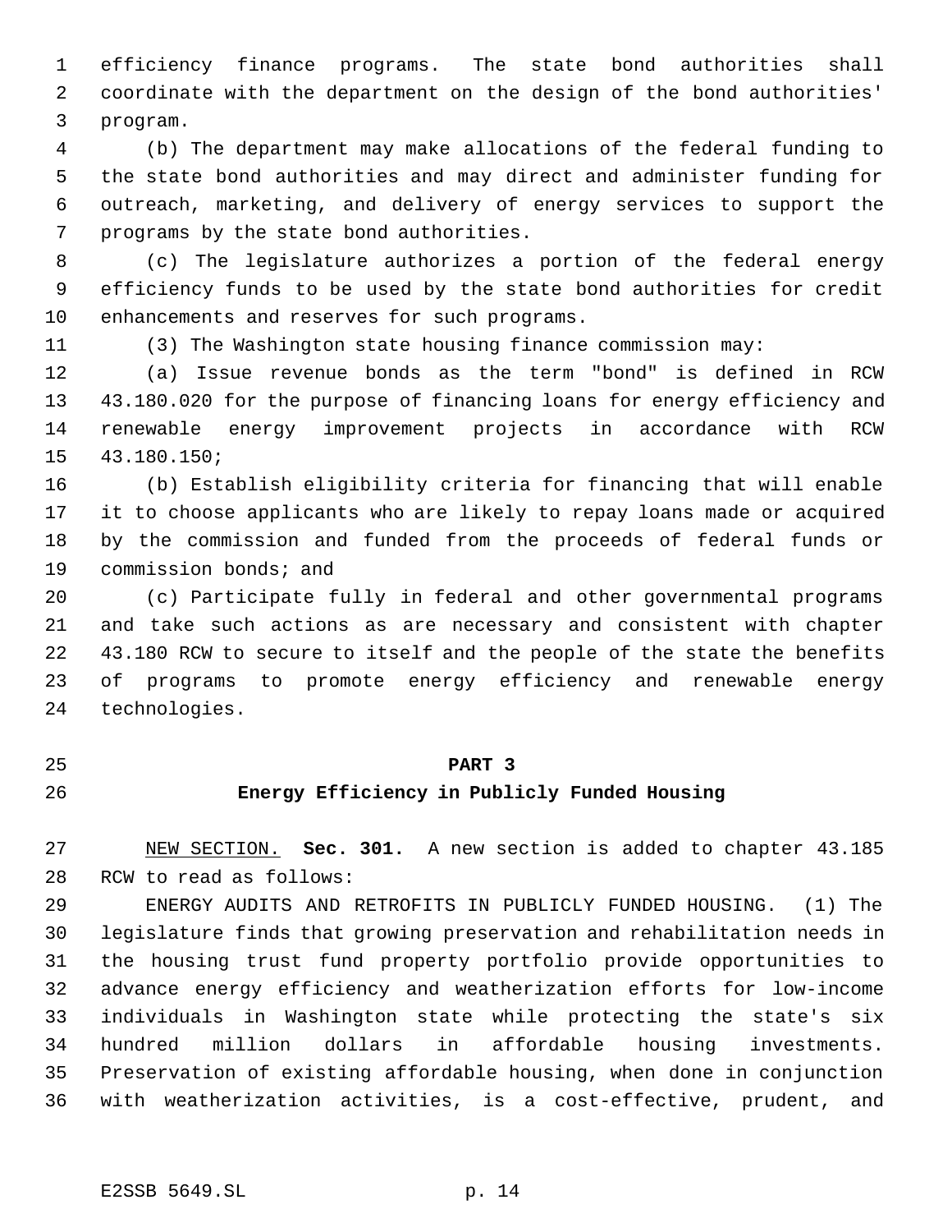efficiency finance programs. The state bond authorities shall coordinate with the department on the design of the bond authorities' program.

(b) The department may make allocations of the federal funding to the state bond authorities and may direct and administer funding for outreach, marketing, and delivery of energy services to support the programs by the state bond authorities.

(c) The legislature authorizes a portion of the federal energy efficiency funds to be used by the state bond authorities for credit enhancements and reserves for such programs.

(3) The Washington state housing finance commission may:

(a) Issue revenue bonds as the term "bond" is defined in RCW 43.180.020 for the purpose of financing loans for energy efficiency and renewable energy improvement projects in accordance with RCW 43.180.150;

(b) Establish eligibility criteria for financing that will enable it to choose applicants who are likely to repay loans made or acquired by the commission and funded from the proceeds of federal funds or commission bonds; and

(c) Participate fully in federal and other governmental programs and take such actions as are necessary and consistent with chapter 43.180 RCW to secure to itself and the people of the state the benefits of programs to promote energy efficiency and renewable energy technologies.

## PART 3
## Energy Efficiency in Publicly Funded Housing

NEW SECTION. **Sec. 301.** A new section is added to chapter 43.185 RCW to read as follows:

ENERGY AUDITS AND RETROFITS IN PUBLICLY FUNDED HOUSING. (1) The legislature finds that growing preservation and rehabilitation needs in the housing trust fund property portfolio provide opportunities to advance energy efficiency and weatherization efforts for low-income individuals in Washington state while protecting the state's six hundred million dollars in affordable housing investments. Preservation of existing affordable housing, when done in conjunction with weatherization activities, is a cost-effective, prudent, and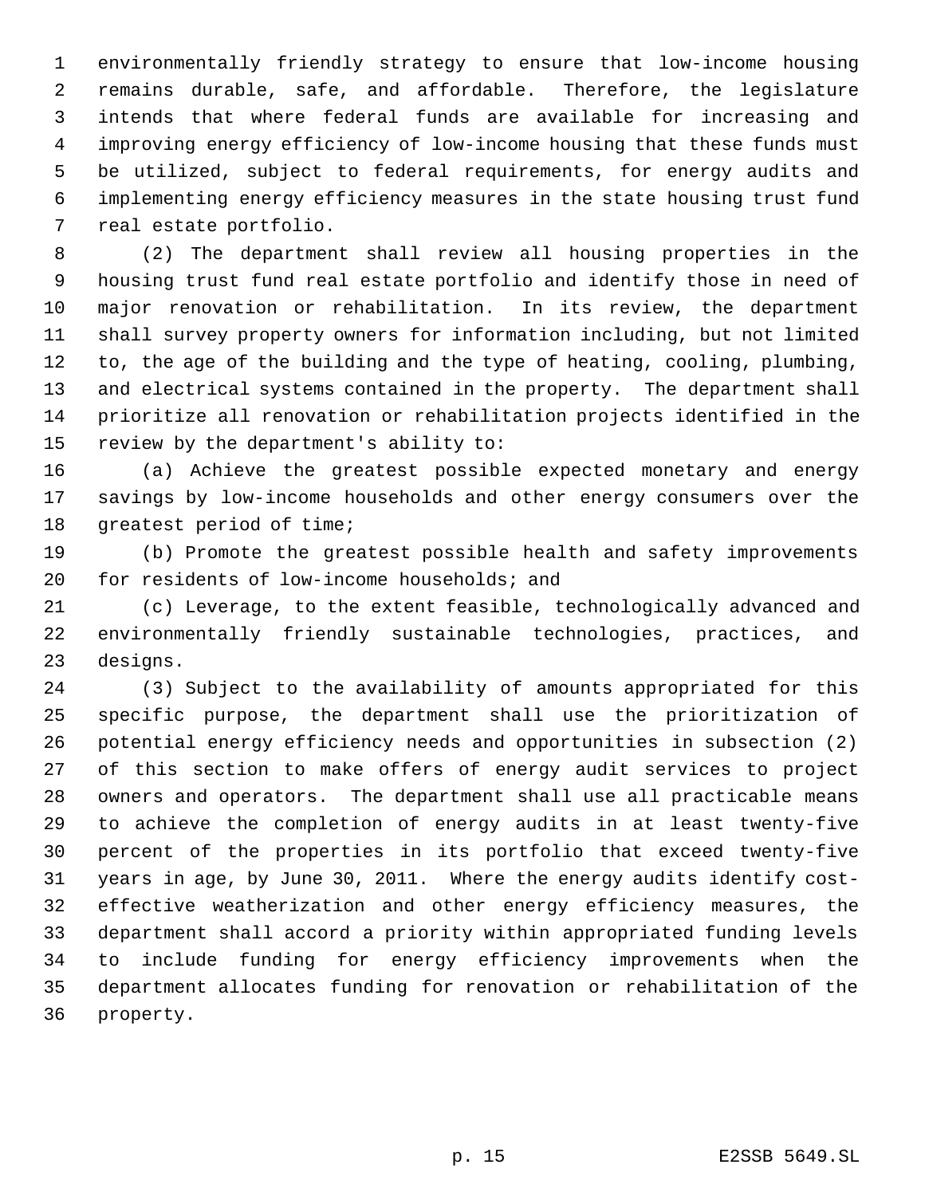environmentally friendly strategy to ensure that low-income housing remains durable, safe, and affordable. Therefore, the legislature intends that where federal funds are available for increasing and improving energy efficiency of low-income housing that these funds must be utilized, subject to federal requirements, for energy audits and implementing energy efficiency measures in the state housing trust fund real estate portfolio.

(2) The department shall review all housing properties in the housing trust fund real estate portfolio and identify those in need of major renovation or rehabilitation. In its review, the department shall survey property owners for information including, but not limited to, the age of the building and the type of heating, cooling, plumbing, and electrical systems contained in the property. The department shall prioritize all renovation or rehabilitation projects identified in the review by the department's ability to:

(a) Achieve the greatest possible expected monetary and energy savings by low-income households and other energy consumers over the greatest period of time;

(b) Promote the greatest possible health and safety improvements for residents of low-income households; and

(c) Leverage, to the extent feasible, technologically advanced and environmentally friendly sustainable technologies, practices, and designs.

(3) Subject to the availability of amounts appropriated for this specific purpose, the department shall use the prioritization of potential energy efficiency needs and opportunities in subsection (2) of this section to make offers of energy audit services to project owners and operators. The department shall use all practicable means to achieve the completion of energy audits in at least twenty-five percent of the properties in its portfolio that exceed twenty-five years in age, by June 30, 2011. Where the energy audits identify cost-effective weatherization and other energy efficiency measures, the department shall accord a priority within appropriated funding levels to include funding for energy efficiency improvements when the department allocates funding for renovation or rehabilitation of the property.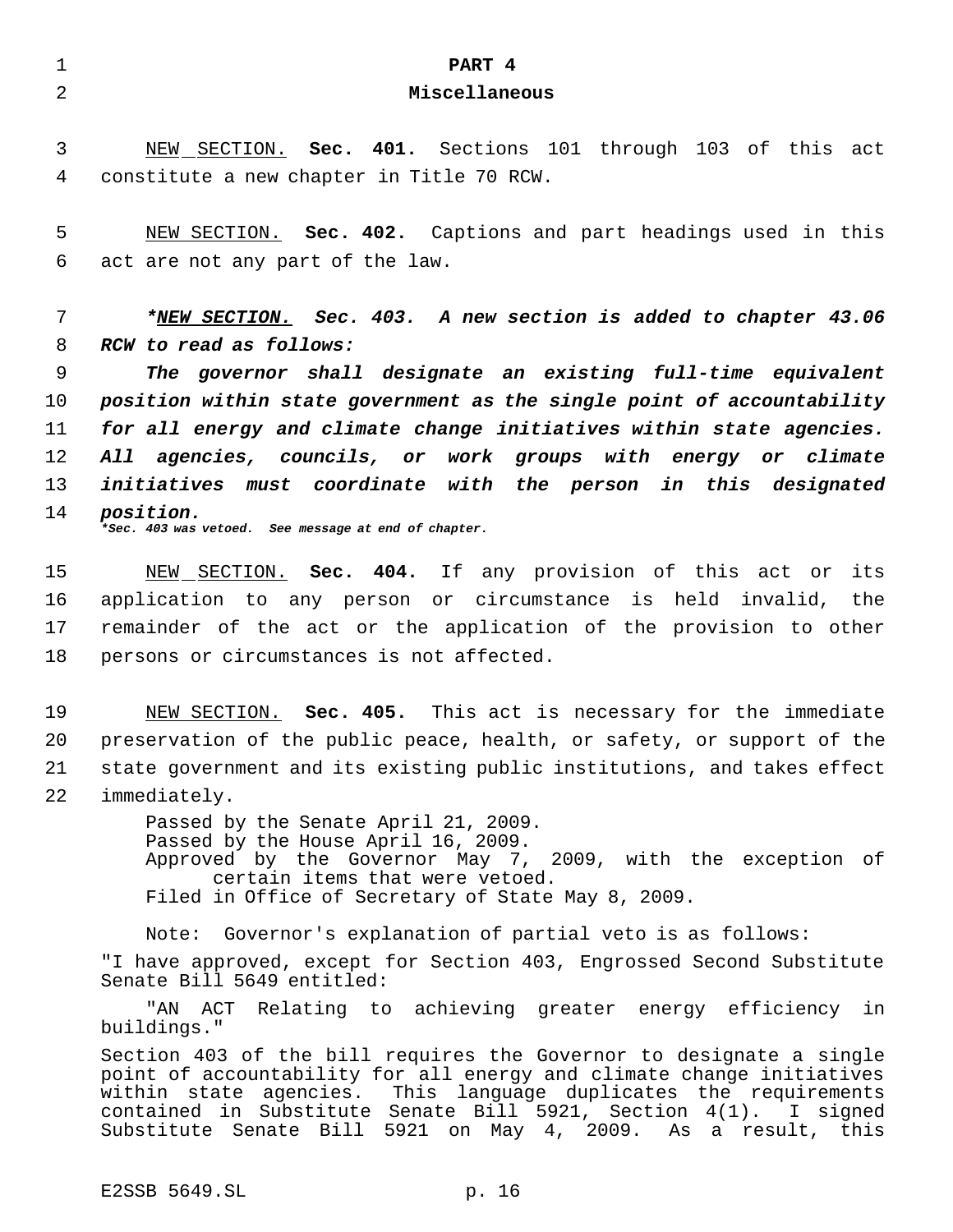## PART 4

## Miscellaneous

NEW SECTION. **Sec. 401.** Sections 101 through 103 of this act constitute a new chapter in Title 70 RCW.

NEW SECTION. **Sec. 402.** Captions and part headings used in this act are not any part of the law.

***\*NEW SECTION. Sec. 403. A new section is added to chapter 43.06 RCW to read as follows:***

***The governor shall designate an existing full-time equivalent position within state government as the single point of accountability for all energy and climate change initiatives within state agencies. All agencies, councils, or work groups with energy or climate initiatives must coordinate with the person in this designated position.***

***\*Sec. 403 was vetoed. See message at end of chapter.***

NEW SECTION. **Sec. 404.** If any provision of this act or its application to any person or circumstance is held invalid, the remainder of the act or the application of the provision to other persons or circumstances is not affected.

NEW SECTION. **Sec. 405.** This act is necessary for the immediate preservation of the public peace, health, or safety, or support of the state government and its existing public institutions, and takes effect immediately.

Passed by the Senate April 21, 2009.
Passed by the House April 16, 2009.
Approved by the Governor May 7, 2009, with the exception of certain items that were vetoed.
Filed in Office of Secretary of State May 8, 2009.

Note: Governor's explanation of partial veto is as follows:

"I have approved, except for Section 403, Engrossed Second Substitute Senate Bill 5649 entitled:

"AN ACT Relating to achieving greater energy efficiency in buildings."

Section 403 of the bill requires the Governor to designate a single point of accountability for all energy and climate change initiatives within state agencies. This language duplicates the requirements contained in Substitute Senate Bill 5921, Section 4(1). I signed Substitute Senate Bill 5921 on May 4, 2009. As a result, this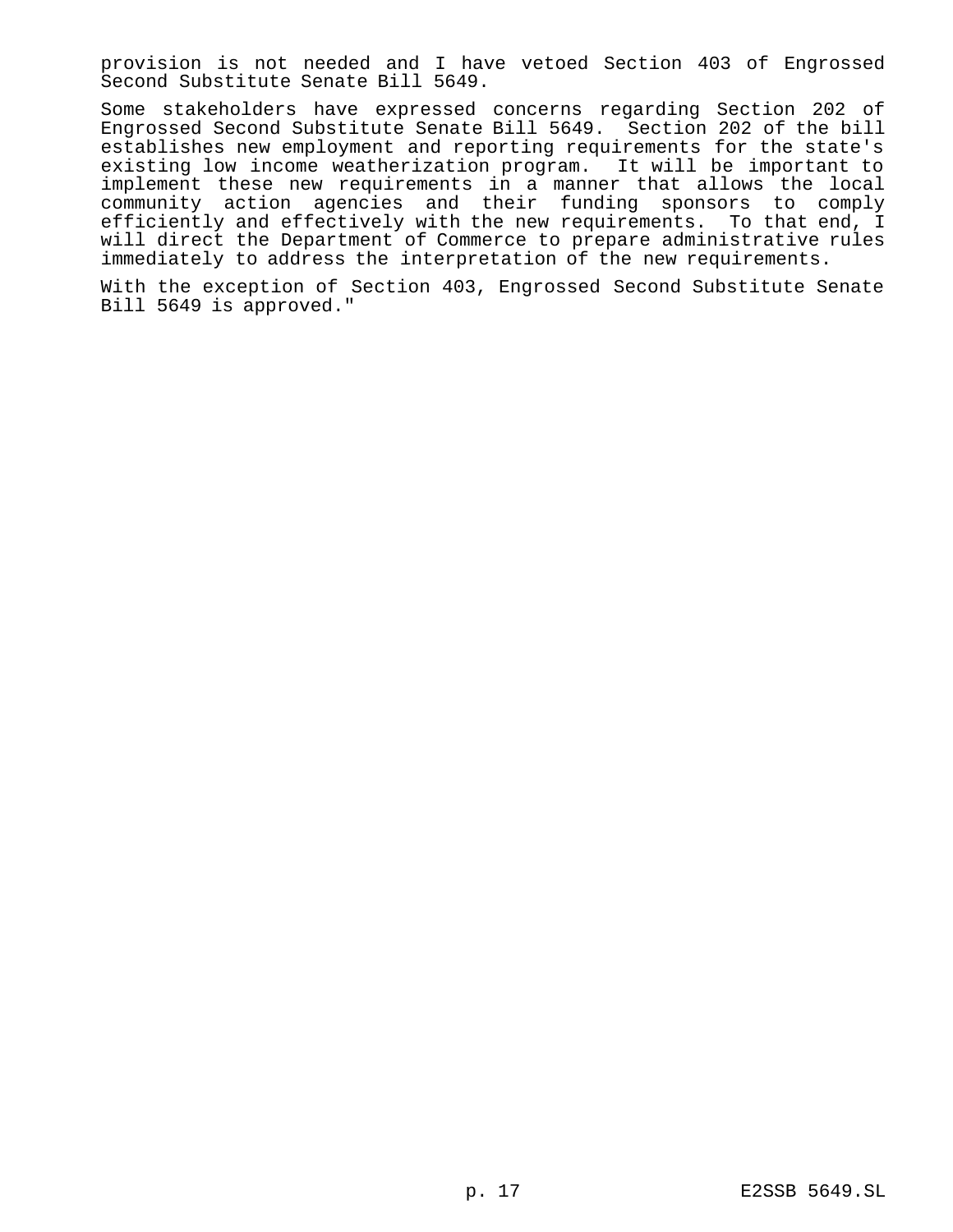provision is not needed and I have vetoed Section 403 of Engrossed Second Substitute Senate Bill 5649.

Some stakeholders have expressed concerns regarding Section 202 of Engrossed Second Substitute Senate Bill 5649. Section 202 of the bill establishes new employment and reporting requirements for the state's existing low income weatherization program. It will be important to implement these new requirements in a manner that allows the local community action agencies and their funding sponsors to comply efficiently and effectively with the new requirements. To that end, I will direct the Department of Commerce to prepare administrative rules immediately to address the interpretation of the new requirements.

With the exception of Section 403, Engrossed Second Substitute Senate Bill 5649 is approved."